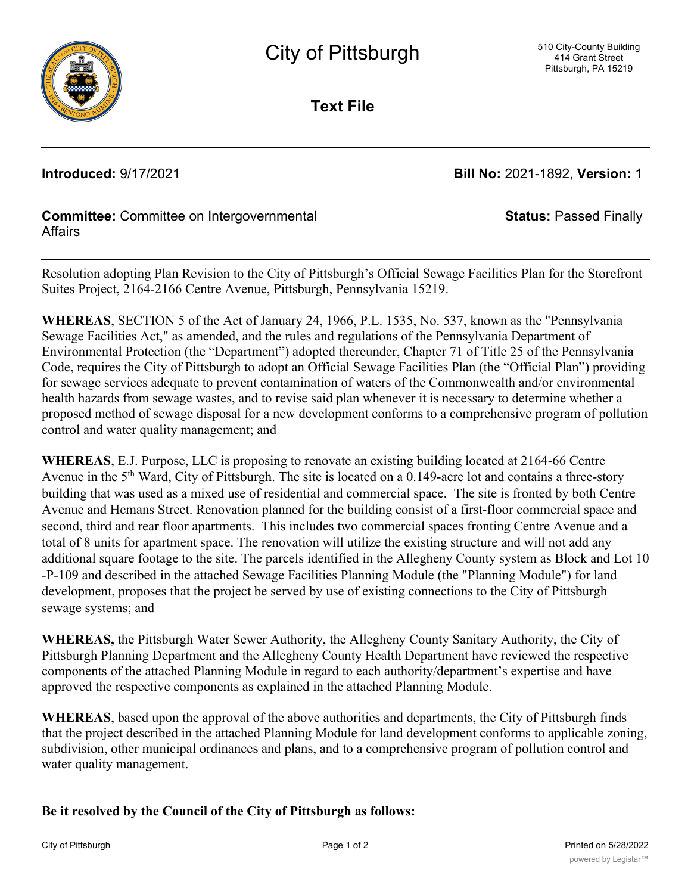# City of Pittsburgh

510 City-County Building
414 Grant Street
Pittsburgh, PA 15219

## Text File

**Introduced:** 9/17/2021 **Bill No:** 2021-1892, **Version:** 1

**Committee:** Committee on Intergovernmental Affairs **Status:** Passed Finally

Resolution adopting Plan Revision to the City of Pittsburgh's Official Sewage Facilities Plan for the Storefront Suites Project, 2164-2166 Centre Avenue, Pittsburgh, Pennsylvania 15219.

**WHEREAS**, SECTION 5 of the Act of January 24, 1966, P.L. 1535, No. 537, known as the "Pennsylvania Sewage Facilities Act," as amended, and the rules and regulations of the Pennsylvania Department of Environmental Protection (the "Department") adopted thereunder, Chapter 71 of Title 25 of the Pennsylvania Code, requires the City of Pittsburgh to adopt an Official Sewage Facilities Plan (the "Official Plan") providing for sewage services adequate to prevent contamination of waters of the Commonwealth and/or environmental health hazards from sewage wastes, and to revise said plan whenever it is necessary to determine whether a proposed method of sewage disposal for a new development conforms to a comprehensive program of pollution control and water quality management; and

**WHEREAS**, E.J. Purpose, LLC is proposing to renovate an existing building located at 2164-66 Centre Avenue in the 5th Ward, City of Pittsburgh. The site is located on a 0.149-acre lot and contains a three-story building that was used as a mixed use of residential and commercial space. The site is fronted by both Centre Avenue and Hemans Street. Renovation planned for the building consist of a first-floor commercial space and second, third and rear floor apartments. This includes two commercial spaces fronting Centre Avenue and a total of 8 units for apartment space. The renovation will utilize the existing structure and will not add any additional square footage to the site. The parcels identified in the Allegheny County system as Block and Lot 10-P-109 and described in the attached Sewage Facilities Planning Module (the "Planning Module") for land development, proposes that the project be served by use of existing connections to the City of Pittsburgh sewage systems; and

**WHEREAS,** the Pittsburgh Water Sewer Authority, the Allegheny County Sanitary Authority, the City of Pittsburgh Planning Department and the Allegheny County Health Department have reviewed the respective components of the attached Planning Module in regard to each authority/department's expertise and have approved the respective components as explained in the attached Planning Module.

**WHEREAS**, based upon the approval of the above authorities and departments, the City of Pittsburgh finds that the project described in the attached Planning Module for land development conforms to applicable zoning, subdivision, other municipal ordinances and plans, and to a comprehensive program of pollution control and water quality management.

**Be it resolved by the Council of the City of Pittsburgh as follows:**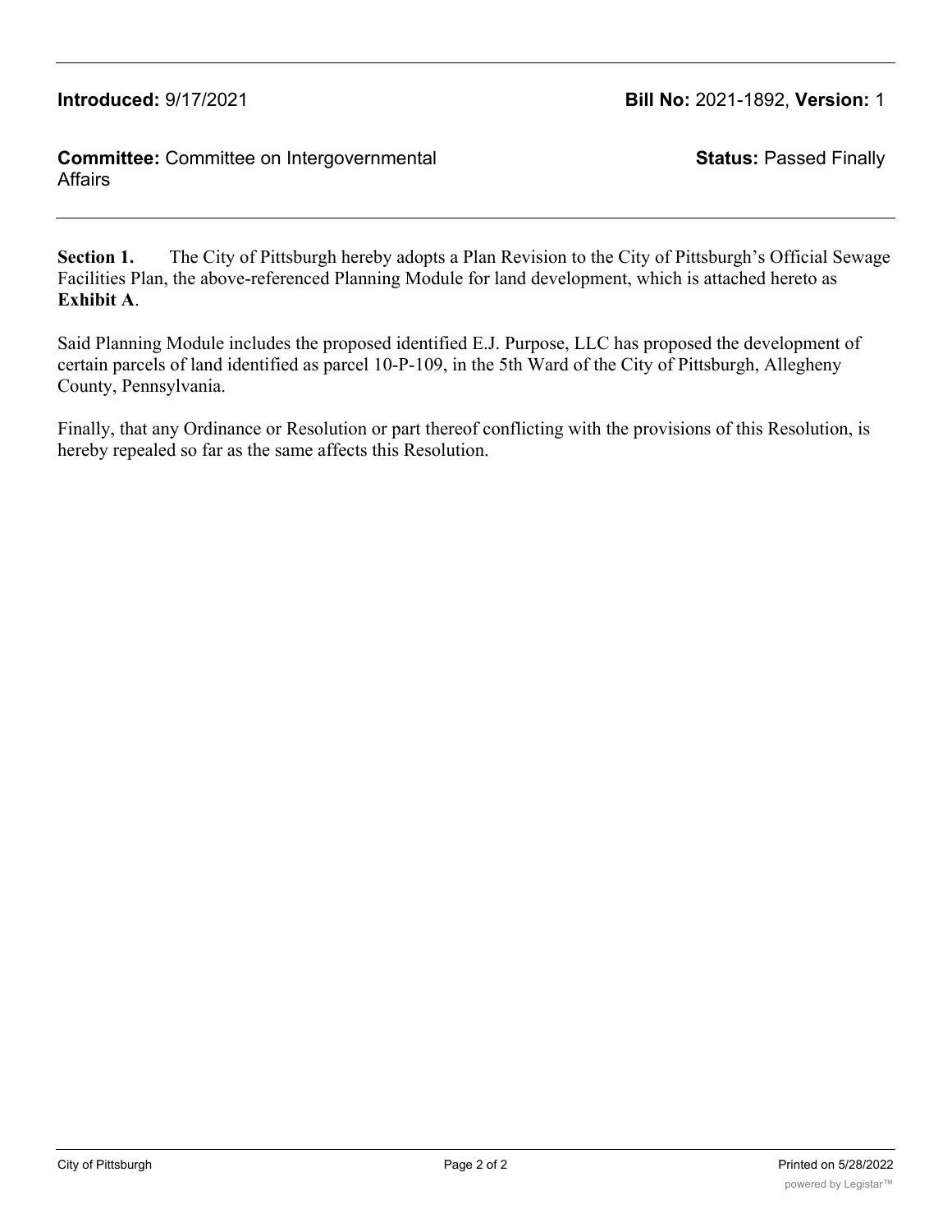**Introduced:** 9/17/2021 **Bill No:** 2021-1892, **Version:** 1

**Committee:** Committee on Intergovernmental Affairs **Status:** Passed Finally

**Section 1.** The City of Pittsburgh hereby adopts a Plan Revision to the City of Pittsburgh's Official Sewage Facilities Plan, the above-referenced Planning Module for land development, which is attached hereto as **Exhibit A**.

Said Planning Module includes the proposed identified E.J. Purpose, LLC has proposed the development of certain parcels of land identified as parcel 10-P-109, in the 5th Ward of the City of Pittsburgh, Allegheny County, Pennsylvania.

Finally, that any Ordinance or Resolution or part thereof conflicting with the provisions of this Resolution, is hereby repealed so far as the same affects this Resolution.